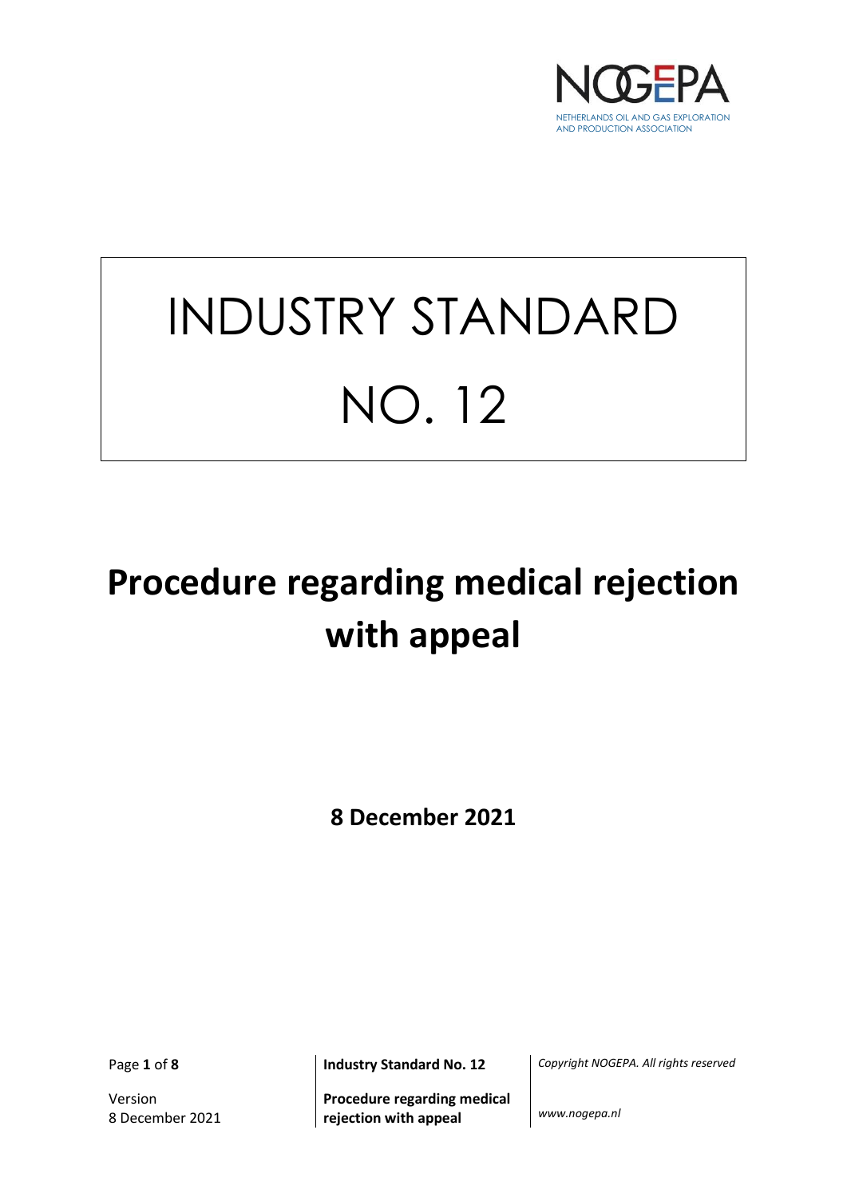# INDUSTRY STANDARD NO. 12

# Procedure regarding medical rejection with appeal

**8 December 2021**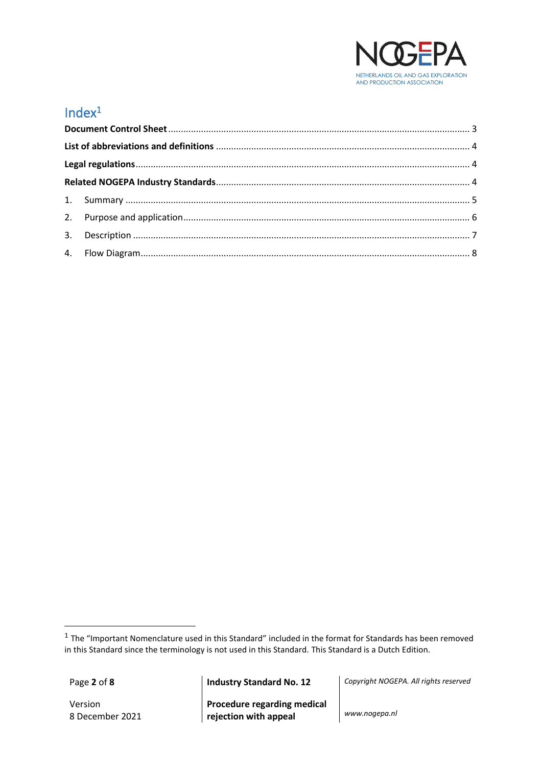# Index[1]

**Document Control Sheet** ........................................................................................................ 3

**List of abbreviations and definitions** ...................................................................................... 4

**Legal regulations** .................................................................................................................... 4

**Related NOGEPA Industry Standards** ..................................................................................... 4

1. Summary ........................................................................................................................... 5
2. Purpose and application ..................................................................................................... 6
3. Description ........................................................................................................................ 7
4. Flow Diagram ..................................................................................................................... 8

[1] The "Important Nomenclature used in this Standard" included in the format for Standards has been removed in this Standard since the terminology is not used in this Standard. This Standard is a Dutch Edition.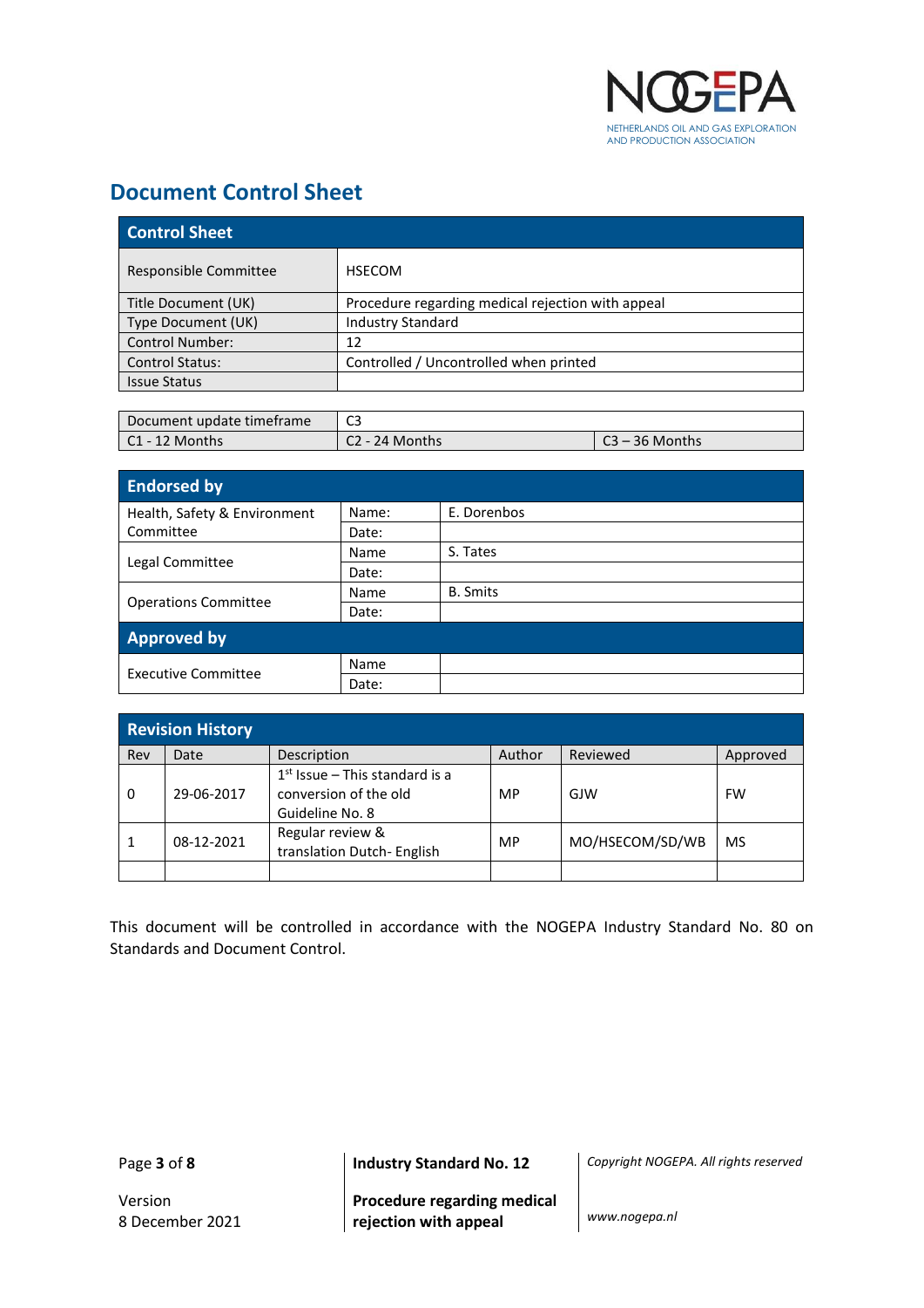# Document Control Sheet

| Control Sheet | |
|---|---|
| Responsible Committee | HSECOM |
| Title Document (UK) | Procedure regarding medical rejection with appeal |
| Type Document (UK) | Industry Standard |
| Control Number: | 12 |
| Control Status: | Controlled / Uncontrolled when printed |
| Issue Status | |

| Document update timeframe | C3 | |
|---|---|---|
| C1 - 12 Months | C2 - 24 Months | C3 – 36 Months |

| Endorsed by | | |
|---|---|---|
| Health, Safety & Environment Committee | Name: | E. Dorenbos |
| | Date: | |
| Legal Committee | Name | S. Tates |
| | Date: | |
| Operations Committee | Name | B. Smits |
| | Date: | |
| **Approved by** | | |
| Executive Committee | Name | |
| | Date: | |

| Revision History | | | | | |
|---|---|---|---|---|---|
| Rev | Date | Description | Author | Reviewed | Approved |
| 0 | 29-06-2017 | 1st Issue – This standard is a conversion of the old Guideline No. 8 | MP | GJW | FW |
| 1 | 08-12-2021 | Regular review & translation Dutch- English | MP | MO/HSECOM/SD/WB | MS |
| | | | | | |

This document will be controlled in accordance with the NOGEPA Industry Standard No. 80 on Standards and Document Control.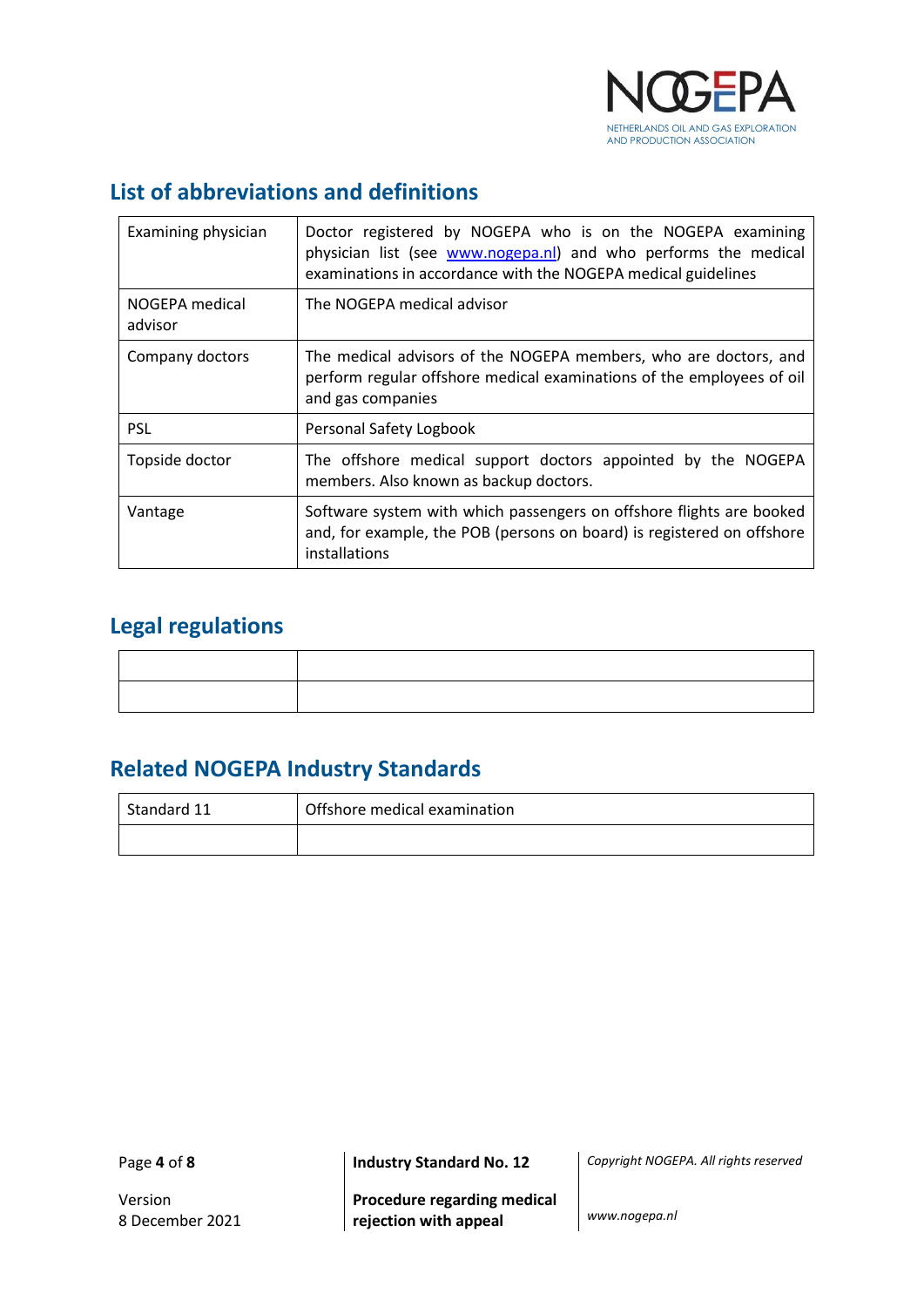## List of abbreviations and definitions

| | |
|---|---|
| Examining physician | Doctor registered by NOGEPA who is on the NOGEPA examining physician list (see www.nogepa.nl) and who performs the medical examinations in accordance with the NOGEPA medical guidelines |
| NOGEPA medical advisor | The NOGEPA medical advisor |
| Company doctors | The medical advisors of the NOGEPA members, who are doctors, and perform regular offshore medical examinations of the employees of oil and gas companies |
| PSL | Personal Safety Logbook |
| Topside doctor | The offshore medical support doctors appointed by the NOGEPA members. Also known as backup doctors. |
| Vantage | Software system with which passengers on offshore flights are booked and, for example, the POB (persons on board) is registered on offshore installations |

## Legal regulations

| | |
|---|---|
| | |
| | |

## Related NOGEPA Industry Standards

| | |
|---|---|
| Standard 11 | Offshore medical examination |
| | |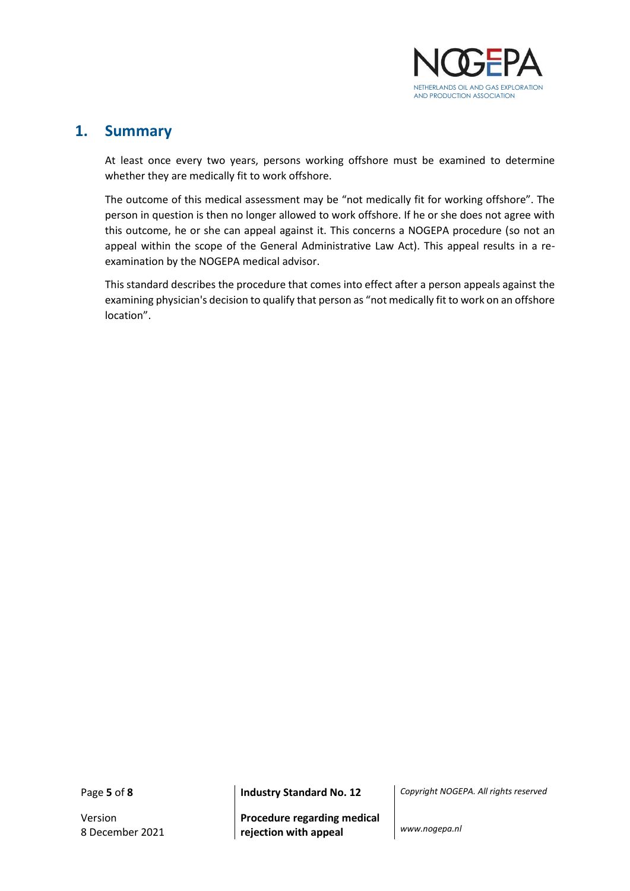# 1. Summary

At least once every two years, persons working offshore must be examined to determine whether they are medically fit to work offshore.

The outcome of this medical assessment may be “not medically fit for working offshore”. The person in question is then no longer allowed to work offshore. If he or she does not agree with this outcome, he or she can appeal against it. This concerns a NOGEPA procedure (so not an appeal within the scope of the General Administrative Law Act). This appeal results in a re-examination by the NOGEPA medical advisor.

This standard describes the procedure that comes into effect after a person appeals against the examining physician's decision to qualify that person as “not medically fit to work on an offshore location”.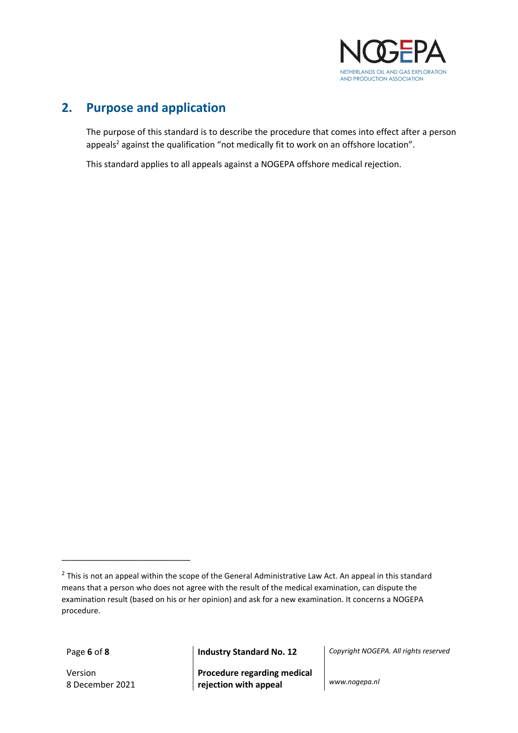## 2. Purpose and application

The purpose of this standard is to describe the procedure that comes into effect after a person appeals[2] against the qualification "not medically fit to work on an offshore location".

This standard applies to all appeals against a NOGEPA offshore medical rejection.

---

[2] This is not an appeal within the scope of the General Administrative Law Act. An appeal in this standard means that a person who does not agree with the result of the medical examination, can dispute the examination result (based on his or her opinion) and ask for a new examination. It concerns a NOGEPA procedure.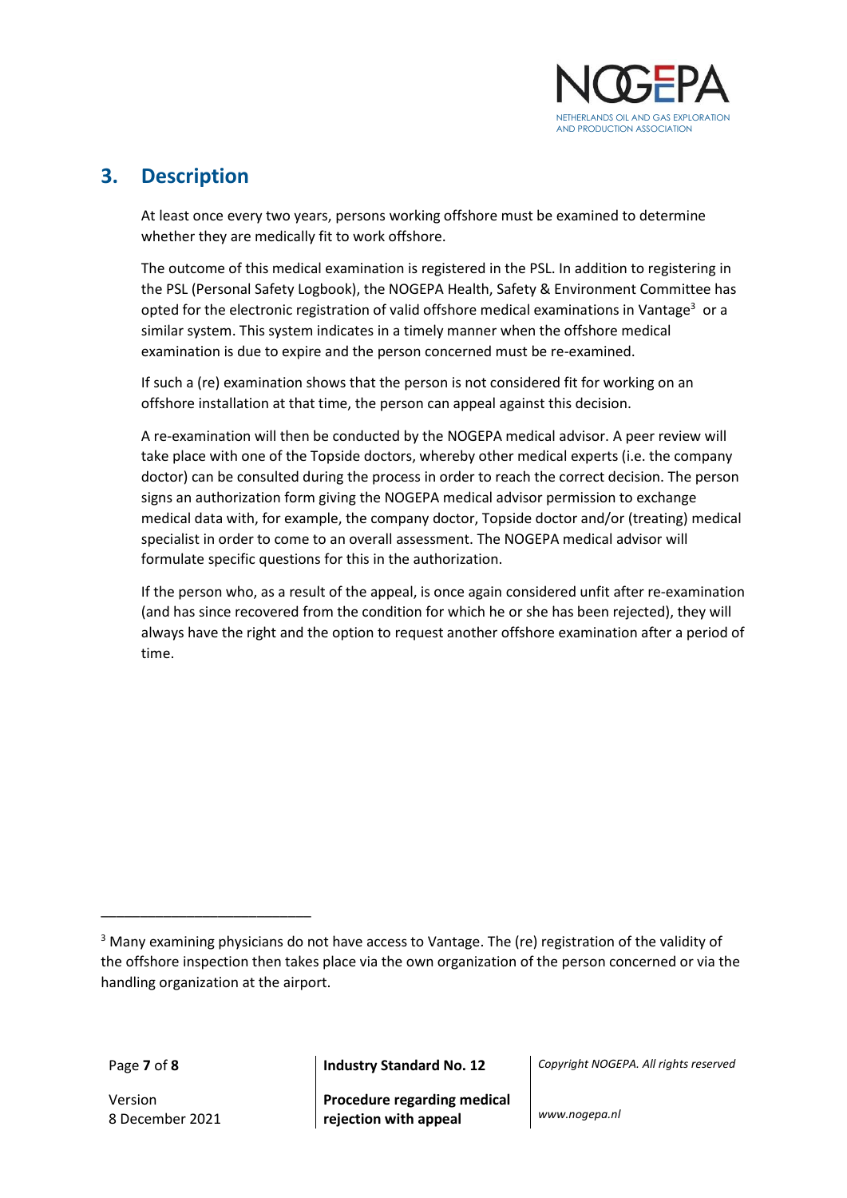## 3. Description

At least once every two years, persons working offshore must be examined to determine whether they are medically fit to work offshore.

The outcome of this medical examination is registered in the PSL. In addition to registering in the PSL (Personal Safety Logbook), the NOGEPA Health, Safety & Environment Committee has opted for the electronic registration of valid offshore medical examinations in Vantage[3] or a similar system. This system indicates in a timely manner when the offshore medical examination is due to expire and the person concerned must be re-examined.

If such a (re) examination shows that the person is not considered fit for working on an offshore installation at that time, the person can appeal against this decision.

A re-examination will then be conducted by the NOGEPA medical advisor. A peer review will take place with one of the Topside doctors, whereby other medical experts (i.e. the company doctor) can be consulted during the process in order to reach the correct decision. The person signs an authorization form giving the NOGEPA medical advisor permission to exchange medical data with, for example, the company doctor, Topside doctor and/or (treating) medical specialist in order to come to an overall assessment. The NOGEPA medical advisor will formulate specific questions for this in the authorization.

If the person who, as a result of the appeal, is once again considered unfit after re-examination (and has since recovered from the condition for which he or she has been rejected), they will always have the right and the option to request another offshore examination after a period of time.

---

[3] Many examining physicians do not have access to Vantage. The (re) registration of the validity of the offshore inspection then takes place via the own organization of the person concerned or via the handling organization at the airport.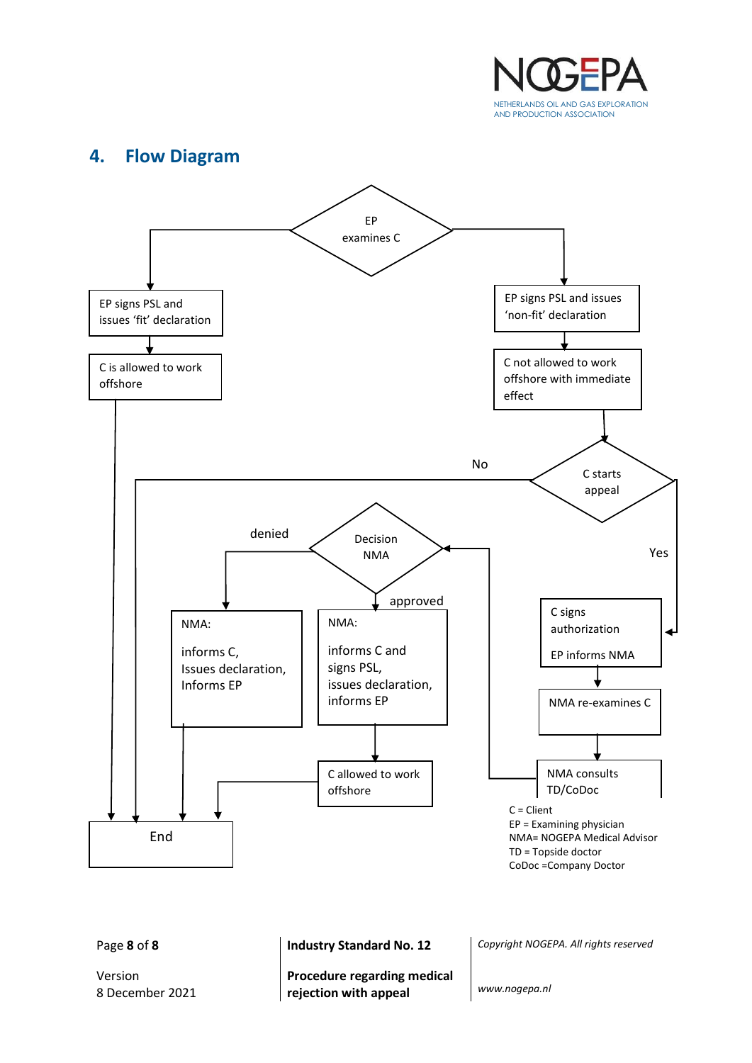## 4. Flow Diagram

EP examines C

EP signs PSL and issues 'fit' declaration

C is allowed to work offshore

EP signs PSL and issues 'non-fit' declaration

C not allowed to work offshore with immediate effect

C starts appeal

No

Yes

C signs authorization

EP informs NMA

NMA re-examines C

NMA consults TD/CoDoc

Decision NMA

denied

approved

NMA:

informs C,
Issues declaration,
Informs EP

NMA:

informs C and signs PSL,
issues declaration,
informs EP

C allowed to work offshore

End

C = Client
EP = Examining physician
NMA= NOGEPA Medical Advisor
TD = Topside doctor
CoDoc =Company Doctor